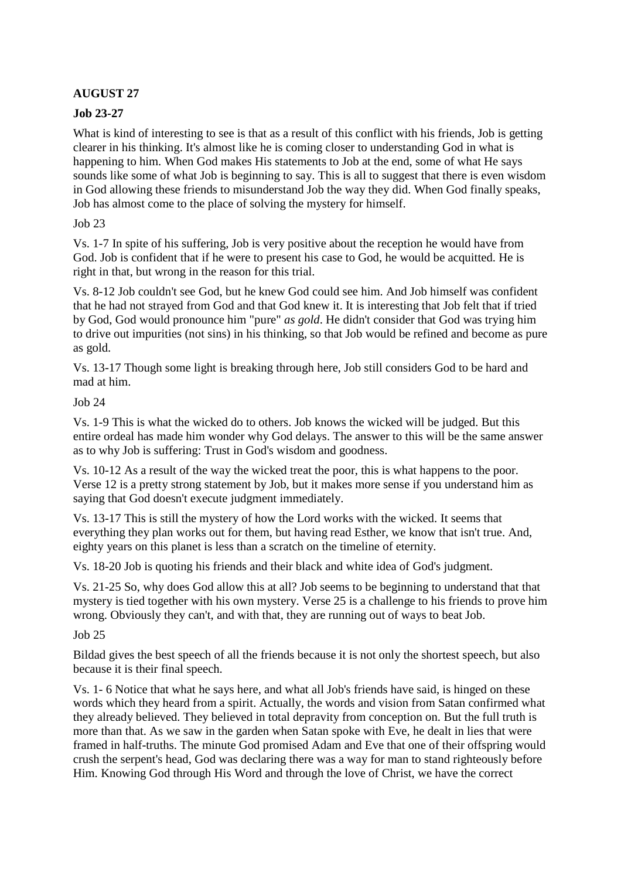**AUGUST 27**

**Job 23-27**

What is kind of interesting to see is that as a result of this conflict with his friends, Job is getting clearer in his thinking. It's almost like he is coming closer to understanding God in what is happening to him. When God makes His statements to Job at the end, some of what He says sounds like some of what Job is beginning to say. This is all to suggest that there is even wisdom in God allowing these friends to misunderstand Job the way they did. When God finally speaks, Job has almost come to the place of solving the mystery for himself.

Job 23

Vs. 1-7 In spite of his suffering, Job is very positive about the reception he would have from God. Job is confident that if he were to present his case to God, he would be acquitted. He is right in that, but wrong in the reason for this trial.

Vs. 8-12 Job couldn't see God, but he knew God could see him. And Job himself was confident that he had not strayed from God and that God knew it. It is interesting that Job felt that if tried by God, God would pronounce him "pure" *as gold*. He didn't consider that God was trying him to drive out impurities (not sins) in his thinking, so that Job would be refined and become as pure as gold.

Vs. 13-17 Though some light is breaking through here, Job still considers God to be hard and mad at him.

Job 24

Vs. 1-9 This is what the wicked do to others. Job knows the wicked will be judged. But this entire ordeal has made him wonder why God delays. The answer to this will be the same answer as to why Job is suffering: Trust in God's wisdom and goodness.

Vs. 10-12 As a result of the way the wicked treat the poor, this is what happens to the poor. Verse 12 is a pretty strong statement by Job, but it makes more sense if you understand him as saying that God doesn't execute judgment immediately.

Vs. 13-17 This is still the mystery of how the Lord works with the wicked. It seems that everything they plan works out for them, but having read Esther, we know that isn't true. And, eighty years on this planet is less than a scratch on the timeline of eternity.

Vs. 18-20 Job is quoting his friends and their black and white idea of God's judgment.

Vs. 21-25 So, why does God allow this at all? Job seems to be beginning to understand that that mystery is tied together with his own mystery. Verse 25 is a challenge to his friends to prove him wrong. Obviously they can't, and with that, they are running out of ways to beat Job.

Job 25

Bildad gives the best speech of all the friends because it is not only the shortest speech, but also because it is their final speech.

Vs. 1- 6 Notice that what he says here, and what all Job's friends have said, is hinged on these words which they heard from a spirit. Actually, the words and vision from Satan confirmed what they already believed. They believed in total depravity from conception on. But the full truth is more than that. As we saw in the garden when Satan spoke with Eve, he dealt in lies that were framed in half-truths. The minute God promised Adam and Eve that one of their offspring would crush the serpent's head, God was declaring there was a way for man to stand righteously before Him. Knowing God through His Word and through the love of Christ, we have the correct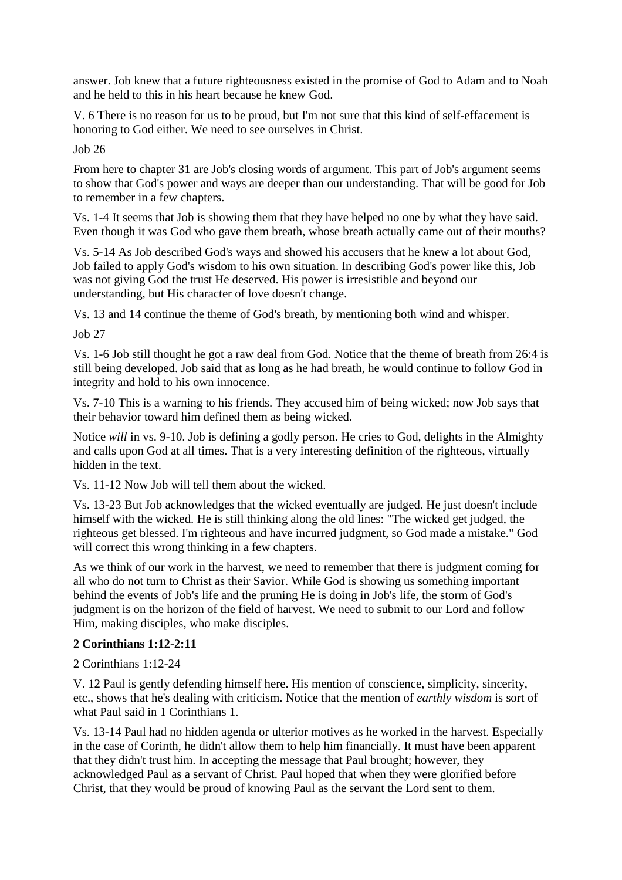answer. Job knew that a future righteousness existed in the promise of God to Adam and to Noah and he held to this in his heart because he knew God.

V. 6 There is no reason for us to be proud, but I'm not sure that this kind of self-effacement is honoring to God either. We need to see ourselves in Christ.

Job 26

From here to chapter 31 are Job's closing words of argument. This part of Job's argument seems to show that God's power and ways are deeper than our understanding. That will be good for Job to remember in a few chapters.

Vs. 1-4 It seems that Job is showing them that they have helped no one by what they have said. Even though it was God who gave them breath, whose breath actually came out of their mouths?

Vs. 5-14 As Job described God's ways and showed his accusers that he knew a lot about God, Job failed to apply God's wisdom to his own situation. In describing God's power like this, Job was not giving God the trust He deserved. His power is irresistible and beyond our understanding, but His character of love doesn't change.

Vs. 13 and 14 continue the theme of God's breath, by mentioning both wind and whisper.

Job 27

Vs. 1-6 Job still thought he got a raw deal from God. Notice that the theme of breath from 26:4 is still being developed. Job said that as long as he had breath, he would continue to follow God in integrity and hold to his own innocence.

Vs. 7-10 This is a warning to his friends. They accused him of being wicked; now Job says that their behavior toward him defined them as being wicked.

Notice *will* in vs. 9-10. Job is defining a godly person. He cries to God, delights in the Almighty and calls upon God at all times. That is a very interesting definition of the righteous, virtually hidden in the text.

Vs. 11-12 Now Job will tell them about the wicked.

Vs. 13-23 But Job acknowledges that the wicked eventually are judged. He just doesn't include himself with the wicked. He is still thinking along the old lines: "The wicked get judged, the righteous get blessed. I'm righteous and have incurred judgment, so God made a mistake." God will correct this wrong thinking in a few chapters.

As we think of our work in the harvest, we need to remember that there is judgment coming for all who do not turn to Christ as their Savior. While God is showing us something important behind the events of Job's life and the pruning He is doing in Job's life, the storm of God's judgment is on the horizon of the field of harvest. We need to submit to our Lord and follow Him, making disciples, who make disciples.

**2 Corinthians 1:12-2:11**

2 Corinthians 1:12-24

V. 12 Paul is gently defending himself here. His mention of conscience, simplicity, sincerity, etc., shows that he's dealing with criticism. Notice that the mention of *earthly wisdom* is sort of what Paul said in 1 Corinthians 1.

Vs. 13-14 Paul had no hidden agenda or ulterior motives as he worked in the harvest. Especially in the case of Corinth, he didn't allow them to help him financially. It must have been apparent that they didn't trust him. In accepting the message that Paul brought; however, they acknowledged Paul as a servant of Christ. Paul hoped that when they were glorified before Christ, that they would be proud of knowing Paul as the servant the Lord sent to them.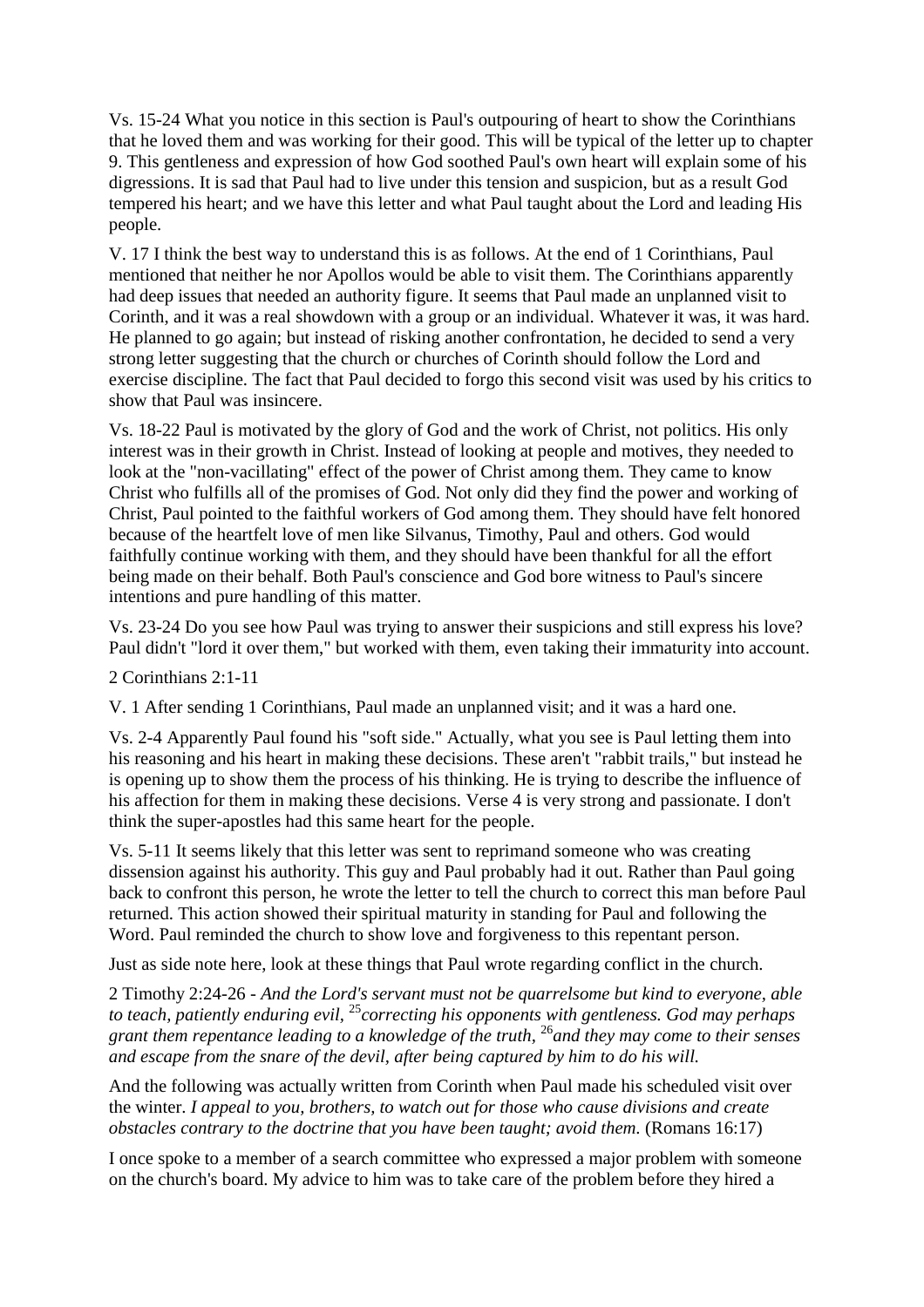Vs. 15-24 What you notice in this section is Paul's outpouring of heart to show the Corinthians that he loved them and was working for their good. This will be typical of the letter up to chapter 9. This gentleness and expression of how God soothed Paul's own heart will explain some of his digressions. It is sad that Paul had to live under this tension and suspicion, but as a result God tempered his heart; and we have this letter and what Paul taught about the Lord and leading His people.

V. 17 I think the best way to understand this is as follows. At the end of 1 Corinthians, Paul mentioned that neither he nor Apollos would be able to visit them. The Corinthians apparently had deep issues that needed an authority figure. It seems that Paul made an unplanned visit to Corinth, and it was a real showdown with a group or an individual. Whatever it was, it was hard. He planned to go again; but instead of risking another confrontation, he decided to send a very strong letter suggesting that the church or churches of Corinth should follow the Lord and exercise discipline. The fact that Paul decided to forgo this second visit was used by his critics to show that Paul was insincere.

Vs. 18-22 Paul is motivated by the glory of God and the work of Christ, not politics. His only interest was in their growth in Christ. Instead of looking at people and motives, they needed to look at the "non-vacillating" effect of the power of Christ among them. They came to know Christ who fulfills all of the promises of God. Not only did they find the power and working of Christ, Paul pointed to the faithful workers of God among them. They should have felt honored because of the heartfelt love of men like Silvanus, Timothy, Paul and others. God would faithfully continue working with them, and they should have been thankful for all the effort being made on their behalf. Both Paul's conscience and God bore witness to Paul's sincere intentions and pure handling of this matter.

Vs. 23-24 Do you see how Paul was trying to answer their suspicions and still express his love? Paul didn't "lord it over them," but worked with them, even taking their immaturity into account.

2 Corinthians 2:1-11

V. 1 After sending 1 Corinthians, Paul made an unplanned visit; and it was a hard one.

Vs. 2-4 Apparently Paul found his "soft side." Actually, what you see is Paul letting them into his reasoning and his heart in making these decisions. These aren't "rabbit trails," but instead he is opening up to show them the process of his thinking. He is trying to describe the influence of his affection for them in making these decisions. Verse 4 is very strong and passionate. I don't think the super-apostles had this same heart for the people.

Vs. 5-11 It seems likely that this letter was sent to reprimand someone who was creating dissension against his authority. This guy and Paul probably had it out. Rather than Paul going back to confront this person, he wrote the letter to tell the church to correct this man before Paul returned. This action showed their spiritual maturity in standing for Paul and following the Word. Paul reminded the church to show love and forgiveness to this repentant person.

Just as side note here, look at these things that Paul wrote regarding conflict in the church.

2 Timothy 2:24-26 - *And the Lord's servant must not be quarrelsome but kind to everyone, able to teach, patiently enduring evil,* [25]*correcting his opponents with gentleness. God may perhaps grant them repentance leading to a knowledge of the truth,* [26]*and they may come to their senses and escape from the snare of the devil, after being captured by him to do his will.*

And the following was actually written from Corinth when Paul made his scheduled visit over the winter. *I appeal to you, brothers, to watch out for those who cause divisions and create obstacles contrary to the doctrine that you have been taught; avoid them.* (Romans 16:17)

I once spoke to a member of a search committee who expressed a major problem with someone on the church's board. My advice to him was to take care of the problem before they hired a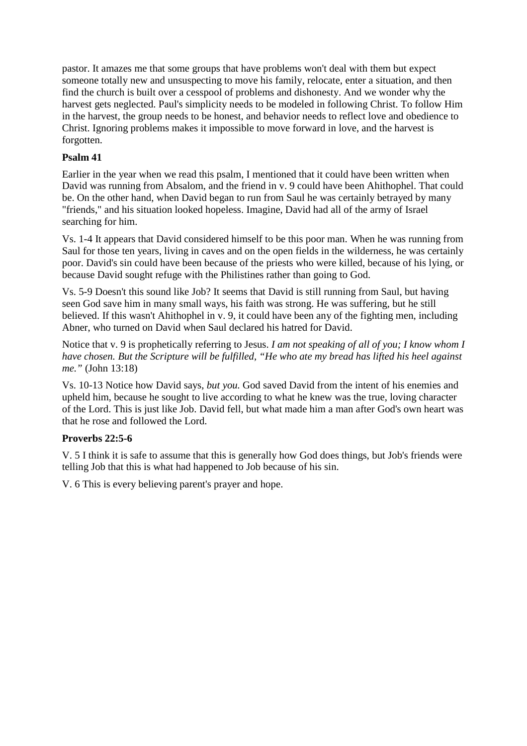pastor. It amazes me that some groups that have problems won't deal with them but expect someone totally new and unsuspecting to move his family, relocate, enter a situation, and then find the church is built over a cesspool of problems and dishonesty. And we wonder why the harvest gets neglected. Paul's simplicity needs to be modeled in following Christ. To follow Him in the harvest, the group needs to be honest, and behavior needs to reflect love and obedience to Christ. Ignoring problems makes it impossible to move forward in love, and the harvest is forgotten.

**Psalm 41**

Earlier in the year when we read this psalm, I mentioned that it could have been written when David was running from Absalom, and the friend in v. 9 could have been Ahithophel. That could be. On the other hand, when David began to run from Saul he was certainly betrayed by many "friends," and his situation looked hopeless. Imagine, David had all of the army of Israel searching for him.

Vs. 1-4 It appears that David considered himself to be this poor man. When he was running from Saul for those ten years, living in caves and on the open fields in the wilderness, he was certainly poor. David's sin could have been because of the priests who were killed, because of his lying, or because David sought refuge with the Philistines rather than going to God.

Vs. 5-9 Doesn't this sound like Job? It seems that David is still running from Saul, but having seen God save him in many small ways, his faith was strong. He was suffering, but he still believed. If this wasn't Ahithophel in v. 9, it could have been any of the fighting men, including Abner, who turned on David when Saul declared his hatred for David.

Notice that v. 9 is prophetically referring to Jesus. *I am not speaking of all of you; I know whom I have chosen. But the Scripture will be fulfilled, "He who ate my bread has lifted his heel against me."* (John 13:18)

Vs. 10-13 Notice how David says, *but you.* God saved David from the intent of his enemies and upheld him, because he sought to live according to what he knew was the true, loving character of the Lord. This is just like Job. David fell, but what made him a man after God's own heart was that he rose and followed the Lord.

**Proverbs 22:5-6**

V. 5 I think it is safe to assume that this is generally how God does things, but Job's friends were telling Job that this is what had happened to Job because of his sin.

V. 6 This is every believing parent's prayer and hope.